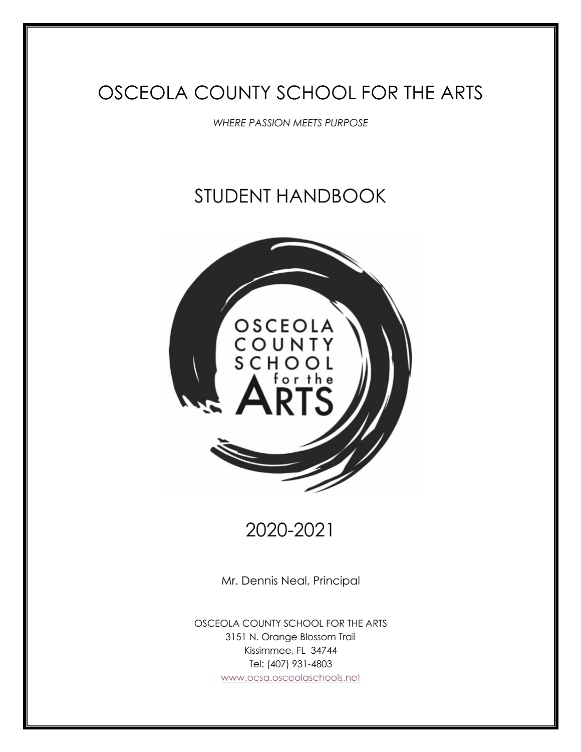# OSCEOLA COUNTY SCHOOL FOR THE ARTS

*WHERE PASSION MEETS PURPOSE*

## STUDENT HANDBOOK

2020-2021

Mr. Dennis Neal, Principal

OSCEOLA COUNTY SCHOOL FOR THE ARTS
3151 N. Orange Blossom Trail
Kissimmee, FL 34744
Tel: (407) 931-4803
www.ocsa.osceolaschools.net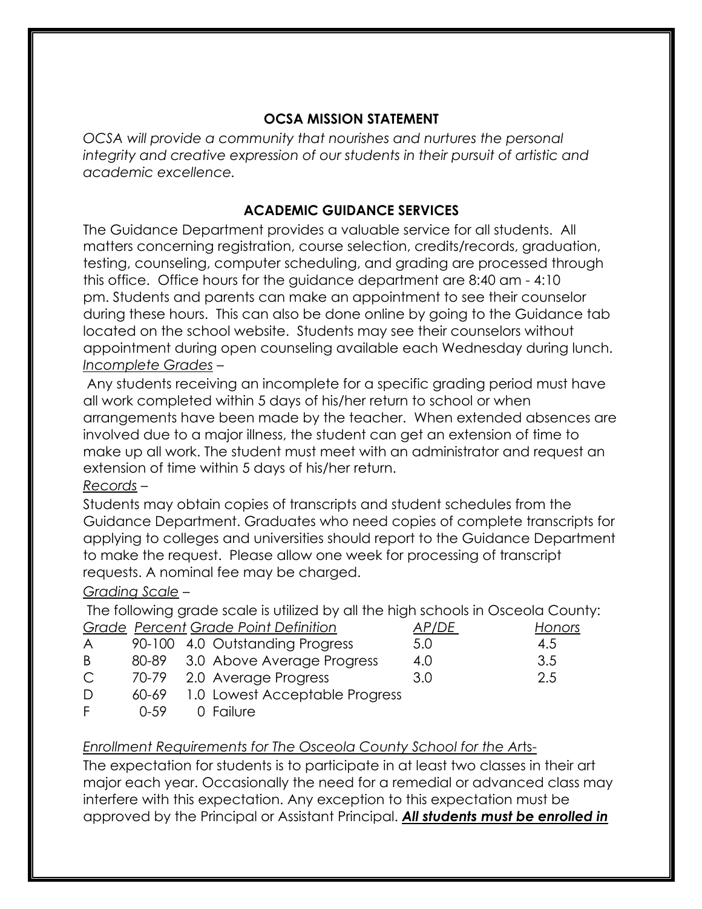## OCSA MISSION STATEMENT

*OCSA will provide a community that nourishes and nurtures the personal integrity and creative expression of our students in their pursuit of artistic and academic excellence.*

## ACADEMIC GUIDANCE SERVICES

The Guidance Department provides a valuable service for all students. All matters concerning registration, course selection, credits/records, graduation, testing, counseling, computer scheduling, and grading are processed through this office. Office hours for the guidance department are 8:40 am - 4:10 pm. Students and parents can make an appointment to see their counselor during these hours. This can also be done online by going to the Guidance tab located on the school website. Students may see their counselors without appointment during open counseling available each Wednesday during lunch.

*Incomplete Grades* –

Any students receiving an incomplete for a specific grading period must have all work completed within 5 days of his/her return to school or when arrangements have been made by the teacher. When extended absences are involved due to a major illness, the student can get an extension of time to make up all work. The student must meet with an administrator and request an extension of time within 5 days of his/her return.

*Records* –

Students may obtain copies of transcripts and student schedules from the Guidance Department. Graduates who need copies of complete transcripts for applying to colleges and universities should report to the Guidance Department to make the request. Please allow one week for processing of transcript requests. A nominal fee may be charged.

*Grading Scale* –

The following grade scale is utilized by all the high schools in Osceola County:

| Grade | Percent | Grade Point | Definition | AP/DE | Honors |
|---|---|---|---|---|---|
| A | 90-100 | 4.0 | Outstanding Progress | 5.0 | 4.5 |
| B | 80-89 | 3.0 | Above Average Progress | 4.0 | 3.5 |
| C | 70-79 | 2.0 | Average Progress | 3.0 | 2.5 |
| D | 60-69 | 1.0 | Lowest Acceptable Progress | | |
| F | 0-59 | 0 | Failure | | |

*Enrollment Requirements for The Osceola County School for the Arts-*

The expectation for students is to participate in at least two classes in their art major each year. Occasionally the need for a remedial or advanced class may interfere with this expectation. Any exception to this expectation must be approved by the Principal or Assistant Principal. ***All students must be enrolled in***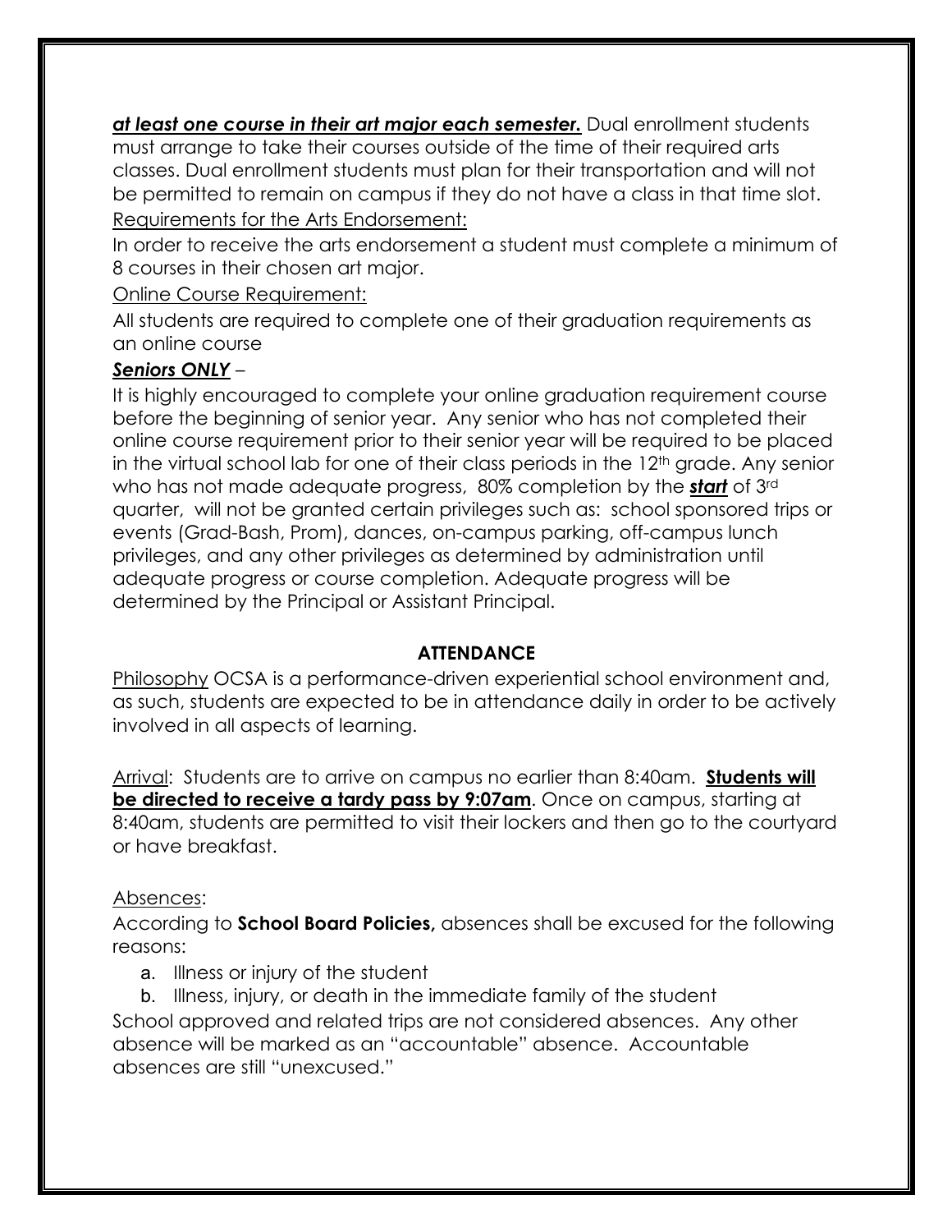***at least one course in their art major each semester.*** Dual enrollment students must arrange to take their courses outside of the time of their required arts classes. Dual enrollment students must plan for their transportation and will not be permitted to remain on campus if they do not have a class in that time slot.

Requirements for the Arts Endorsement:

In order to receive the arts endorsement a student must complete a minimum of 8 courses in their chosen art major.

Online Course Requirement:

All students are required to complete one of their graduation requirements as an online course

***Seniors ONLY*** –

It is highly encouraged to complete your online graduation requirement course before the beginning of senior year. Any senior who has not completed their online course requirement prior to their senior year will be required to be placed in the virtual school lab for one of their class periods in the 12th grade. Any senior who has not made adequate progress, 80% completion by the ***start*** of 3rd quarter, will not be granted certain privileges such as: school sponsored trips or events (Grad-Bash, Prom), dances, on-campus parking, off-campus lunch privileges, and any other privileges as determined by administration until adequate progress or course completion. Adequate progress will be determined by the Principal or Assistant Principal.

## ATTENDANCE

Philosophy OCSA is a performance-driven experiential school environment and, as such, students are expected to be in attendance daily in order to be actively involved in all aspects of learning.

Arrival: Students are to arrive on campus no earlier than 8:40am. **Students will be directed to receive a tardy pass by 9:07am**. Once on campus, starting at 8:40am, students are permitted to visit their lockers and then go to the courtyard or have breakfast.

Absences:

According to **School Board Policies,** absences shall be excused for the following reasons:

a. Illness or injury of the student
b. Illness, injury, or death in the immediate family of the student

School approved and related trips are not considered absences. Any other absence will be marked as an "accountable" absence. Accountable absences are still "unexcused."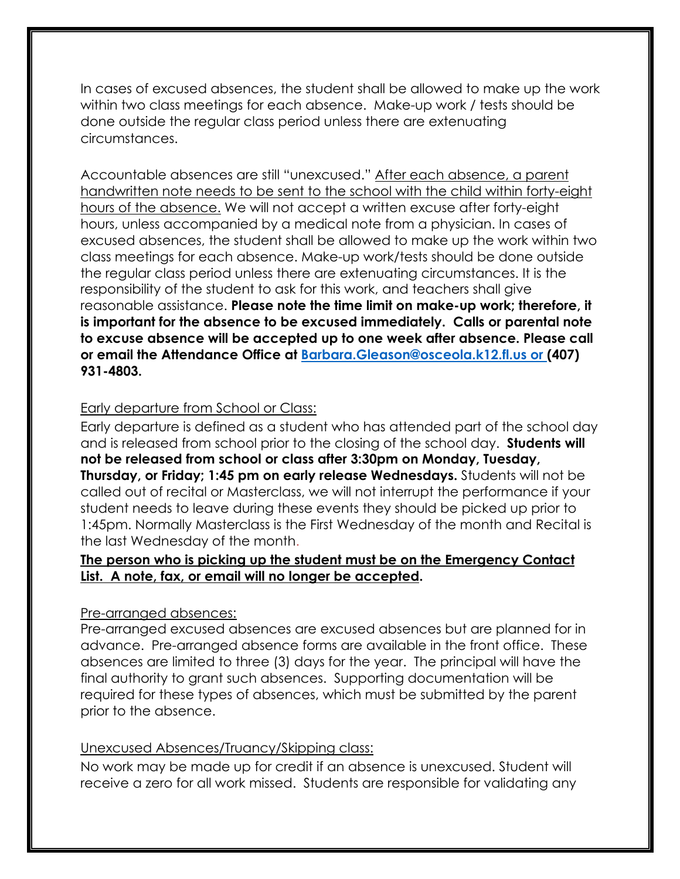In cases of excused absences, the student shall be allowed to make up the work within two class meetings for each absence. Make-up work / tests should be done outside the regular class period unless there are extenuating circumstances.

Accountable absences are still "unexcused." After each absence, a parent handwritten note needs to be sent to the school with the child within forty-eight hours of the absence. We will not accept a written excuse after forty-eight hours, unless accompanied by a medical note from a physician. In cases of excused absences, the student shall be allowed to make up the work within two class meetings for each absence. Make-up work/tests should be done outside the regular class period unless there are extenuating circumstances. It is the responsibility of the student to ask for this work, and teachers shall give reasonable assistance. **Please note the time limit on make-up work; therefore, it is important for the absence to be excused immediately. Calls or parental note to excuse absence will be accepted up to one week after absence. Please call or email the Attendance Office at Barbara.Gleason@osceola.k12.fl.us or (407) 931-4803.**

Early departure from School or Class:

Early departure is defined as a student who has attended part of the school day and is released from school prior to the closing of the school day. **Students will not be released from school or class after 3:30pm on Monday, Tuesday, Thursday, or Friday; 1:45 pm on early release Wednesdays.** Students will not be called out of recital or Masterclass, we will not interrupt the performance if your student needs to leave during these events they should be picked up prior to 1:45pm. Normally Masterclass is the First Wednesday of the month and Recital is the last Wednesday of the month.

**The person who is picking up the student must be on the Emergency Contact List. A note, fax, or email will no longer be accepted.**

Pre-arranged absences:

Pre-arranged excused absences are excused absences but are planned for in advance. Pre-arranged absence forms are available in the front office. These absences are limited to three (3) days for the year. The principal will have the final authority to grant such absences. Supporting documentation will be required for these types of absences, which must be submitted by the parent prior to the absence.

Unexcused Absences/Truancy/Skipping class:

No work may be made up for credit if an absence is unexcused. Student will receive a zero for all work missed. Students are responsible for validating any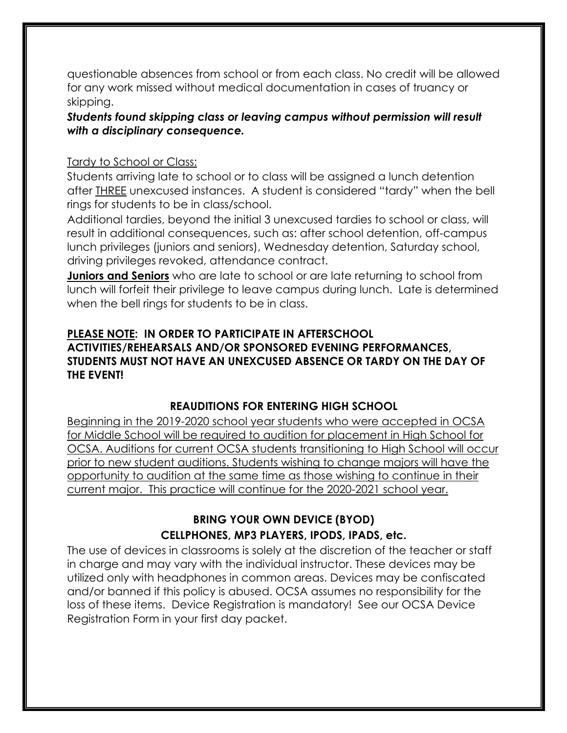questionable absences from school or from each class. No credit will be allowed for any work missed without medical documentation in cases of truancy or skipping.

***Students found skipping class or leaving campus without permission will result with a disciplinary consequence.***

Tardy to School or Class:

Students arriving late to school or to class will be assigned a lunch detention after THREE unexcused instances. A student is considered "tardy" when the bell rings for students to be in class/school.

Additional tardies, beyond the initial 3 unexcused tardies to school or class, will result in additional consequences, such as: after school detention, off-campus lunch privileges (juniors and seniors), Wednesday detention, Saturday school, driving privileges revoked, attendance contract.

**Juniors and Seniors** who are late to school or are late returning to school from lunch will forfeit their privilege to leave campus during lunch. Late is determined when the bell rings for students to be in class.

**PLEASE NOTE: IN ORDER TO PARTICIPATE IN AFTERSCHOOL ACTIVITIES/REHEARSALS AND/OR SPONSORED EVENING PERFORMANCES, STUDENTS MUST NOT HAVE AN UNEXCUSED ABSENCE OR TARDY ON THE DAY OF THE EVENT!**

## REAUDITIONS FOR ENTERING HIGH SCHOOL

Beginning in the 2019-2020 school year students who were accepted in OCSA for Middle School will be required to audition for placement in High School for OCSA. Auditions for current OCSA students transitioning to High School will occur prior to new student auditions. Students wishing to change majors will have the opportunity to audition at the same time as those wishing to continue in their current major. This practice will continue for the 2020-2021 school year.

## BRING YOUR OWN DEVICE (BYOD)
## CELLPHONES, MP3 PLAYERS, IPODS, IPADS, etc.

The use of devices in classrooms is solely at the discretion of the teacher or staff in charge and may vary with the individual instructor. These devices may be utilized only with headphones in common areas. Devices may be confiscated and/or banned if this policy is abused. OCSA assumes no responsibility for the loss of these items. Device Registration is mandatory! See our OCSA Device Registration Form in your first day packet.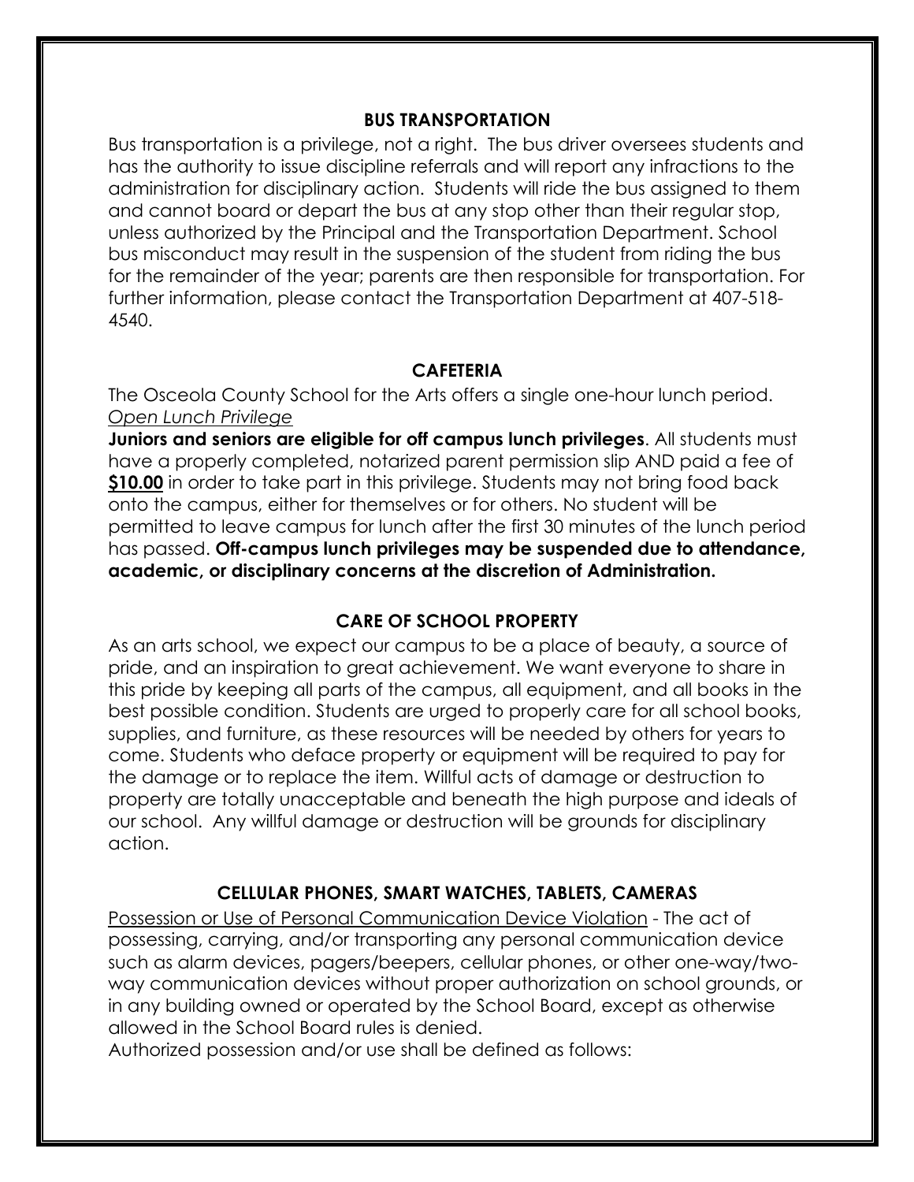## BUS TRANSPORTATION

Bus transportation is a privilege, not a right. The bus driver oversees students and has the authority to issue discipline referrals and will report any infractions to the administration for disciplinary action. Students will ride the bus assigned to them and cannot board or depart the bus at any stop other than their regular stop, unless authorized by the Principal and the Transportation Department. School bus misconduct may result in the suspension of the student from riding the bus for the remainder of the year; parents are then responsible for transportation. For further information, please contact the Transportation Department at 407-518-4540.

## CAFETERIA

The Osceola County School for the Arts offers a single one-hour lunch period.

*Open Lunch Privilege*

**Juniors and seniors are eligible for off campus lunch privileges**. All students must have a properly completed, notarized parent permission slip AND paid a fee of **$10.00** in order to take part in this privilege. Students may not bring food back onto the campus, either for themselves or for others. No student will be permitted to leave campus for lunch after the first 30 minutes of the lunch period has passed. **Off-campus lunch privileges may be suspended due to attendance, academic, or disciplinary concerns at the discretion of Administration.**

## CARE OF SCHOOL PROPERTY

As an arts school, we expect our campus to be a place of beauty, a source of pride, and an inspiration to great achievement. We want everyone to share in this pride by keeping all parts of the campus, all equipment, and all books in the best possible condition. Students are urged to properly care for all school books, supplies, and furniture, as these resources will be needed by others for years to come. Students who deface property or equipment will be required to pay for the damage or to replace the item. Willful acts of damage or destruction to property are totally unacceptable and beneath the high purpose and ideals of our school. Any willful damage or destruction will be grounds for disciplinary action.

## CELLULAR PHONES, SMART WATCHES, TABLETS, CAMERAS

Possession or Use of Personal Communication Device Violation - The act of possessing, carrying, and/or transporting any personal communication device such as alarm devices, pagers/beepers, cellular phones, or other one-way/two-way communication devices without proper authorization on school grounds, or in any building owned or operated by the School Board, except as otherwise allowed in the School Board rules is denied.

Authorized possession and/or use shall be defined as follows: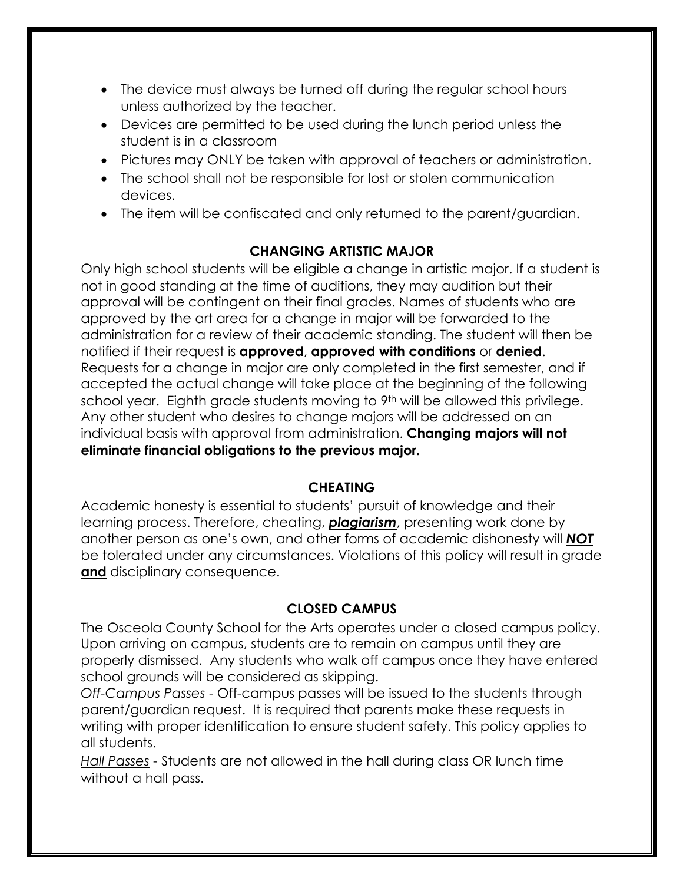- The device must always be turned off during the regular school hours unless authorized by the teacher.
- Devices are permitted to be used during the lunch period unless the student is in a classroom
- Pictures may ONLY be taken with approval of teachers or administration.
- The school shall not be responsible for lost or stolen communication devices.
- The item will be confiscated and only returned to the parent/guardian.

## CHANGING ARTISTIC MAJOR

Only high school students will be eligible a change in artistic major. If a student is not in good standing at the time of auditions, they may audition but their approval will be contingent on their final grades. Names of students who are approved by the art area for a change in major will be forwarded to the administration for a review of their academic standing. The student will then be notified if their request is **approved**, **approved with conditions** or **denied**. Requests for a change in major are only completed in the first semester, and if accepted the actual change will take place at the beginning of the following school year. Eighth grade students moving to 9th will be allowed this privilege. Any other student who desires to change majors will be addressed on an individual basis with approval from administration. **Changing majors will not eliminate financial obligations to the previous major.**

## CHEATING

Academic honesty is essential to students' pursuit of knowledge and their learning process. Therefore, cheating, ***plagiarism***, presenting work done by another person as one's own, and other forms of academic dishonesty will ***NOT*** be tolerated under any circumstances. Violations of this policy will result in grade **and** disciplinary consequence.

## CLOSED CAMPUS

The Osceola County School for the Arts operates under a closed campus policy. Upon arriving on campus, students are to remain on campus until they are properly dismissed. Any students who walk off campus once they have entered school grounds will be considered as skipping.

*Off-Campus Passes* - Off-campus passes will be issued to the students through parent/guardian request. It is required that parents make these requests in writing with proper identification to ensure student safety. This policy applies to all students.

*Hall Passes* - Students are not allowed in the hall during class OR lunch time without a hall pass.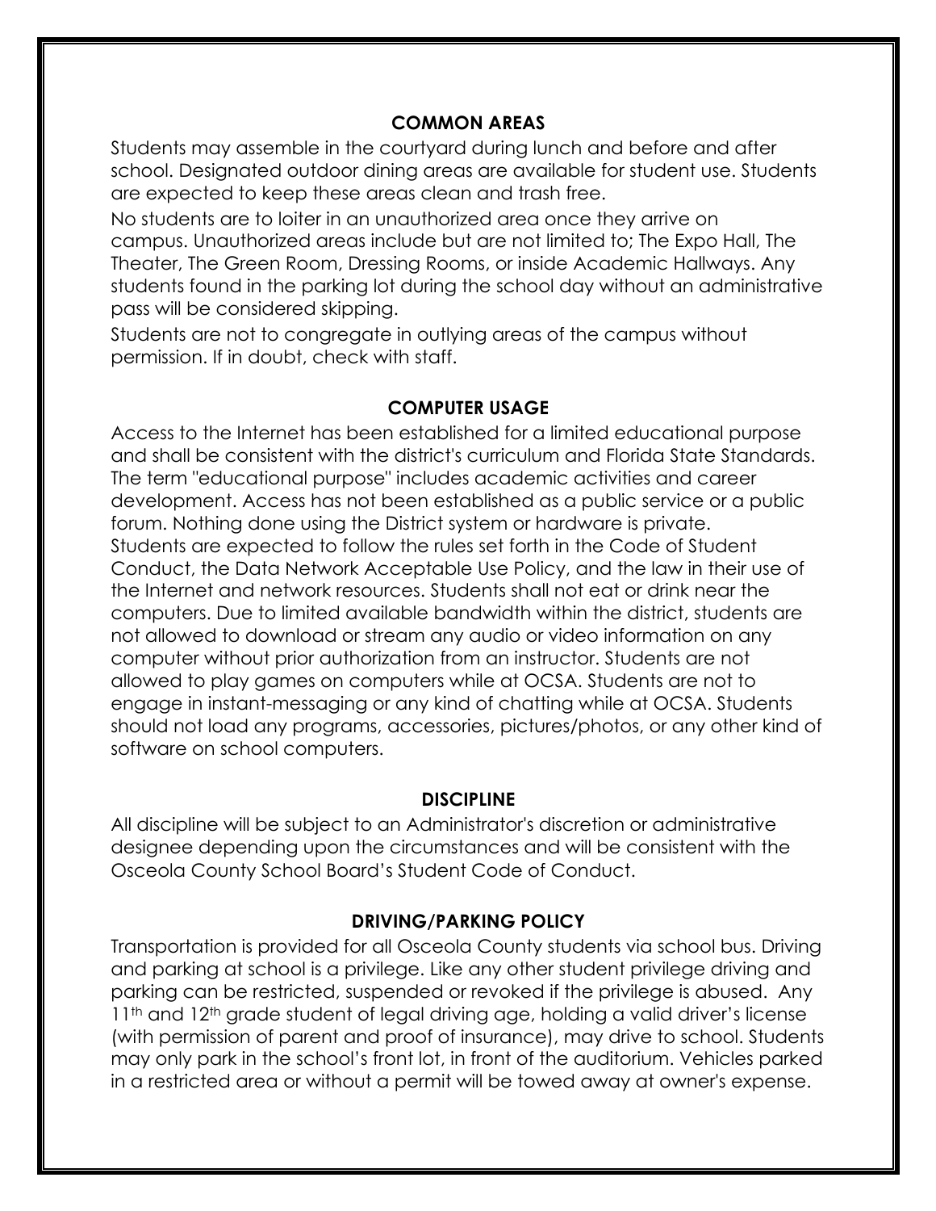## COMMON AREAS

Students may assemble in the courtyard during lunch and before and after school. Designated outdoor dining areas are available for student use. Students are expected to keep these areas clean and trash free.

No students are to loiter in an unauthorized area once they arrive on campus. Unauthorized areas include but are not limited to; The Expo Hall, The Theater, The Green Room, Dressing Rooms, or inside Academic Hallways. Any students found in the parking lot during the school day without an administrative pass will be considered skipping.

Students are not to congregate in outlying areas of the campus without permission. If in doubt, check with staff.

## COMPUTER USAGE

Access to the Internet has been established for a limited educational purpose and shall be consistent with the district's curriculum and Florida State Standards. The term "educational purpose" includes academic activities and career development. Access has not been established as a public service or a public forum. Nothing done using the District system or hardware is private. Students are expected to follow the rules set forth in the Code of Student Conduct, the Data Network Acceptable Use Policy, and the law in their use of the Internet and network resources. Students shall not eat or drink near the computers. Due to limited available bandwidth within the district, students are not allowed to download or stream any audio or video information on any computer without prior authorization from an instructor. Students are not allowed to play games on computers while at OCSA. Students are not to engage in instant-messaging or any kind of chatting while at OCSA. Students should not load any programs, accessories, pictures/photos, or any other kind of software on school computers.

## DISCIPLINE

All discipline will be subject to an Administrator's discretion or administrative designee depending upon the circumstances and will be consistent with the Osceola County School Board's Student Code of Conduct.

## DRIVING/PARKING POLICY

Transportation is provided for all Osceola County students via school bus. Driving and parking at school is a privilege. Like any other student privilege driving and parking can be restricted, suspended or revoked if the privilege is abused. Any 11th and 12th grade student of legal driving age, holding a valid driver's license (with permission of parent and proof of insurance), may drive to school. Students may only park in the school's front lot, in front of the auditorium. Vehicles parked in a restricted area or without a permit will be towed away at owner's expense.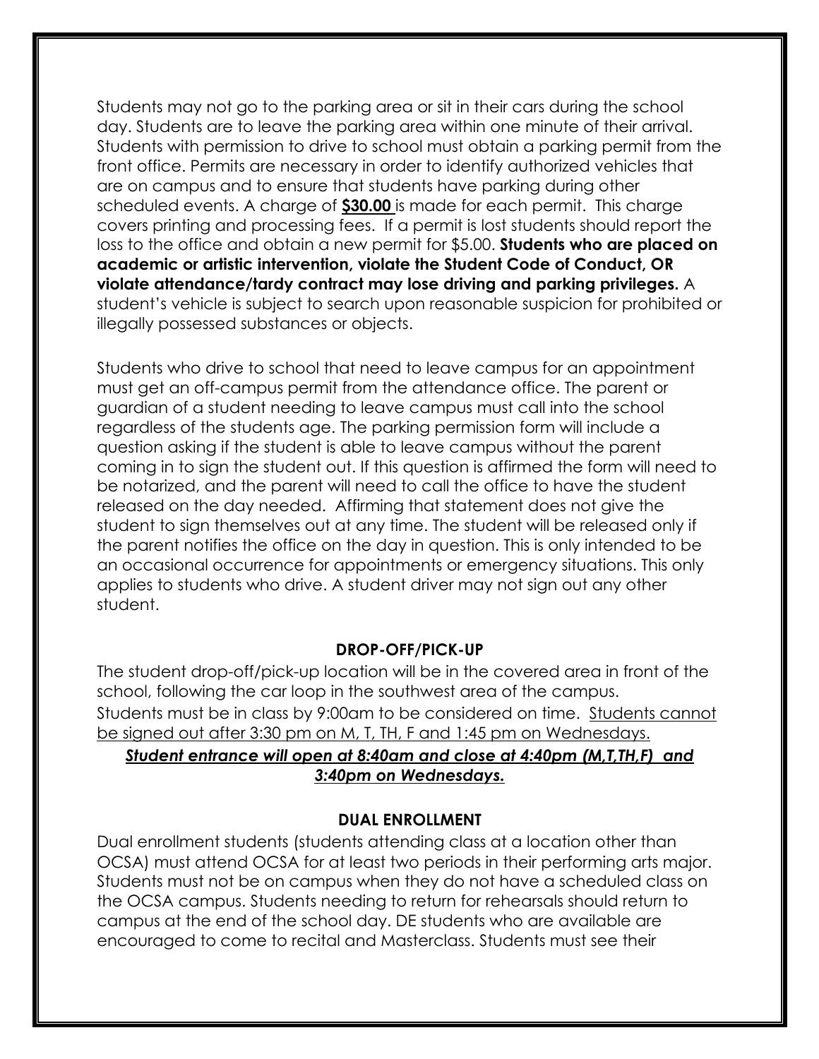Students may not go to the parking area or sit in their cars during the school day. Students are to leave the parking area within one minute of their arrival. Students with permission to drive to school must obtain a parking permit from the front office. Permits are necessary in order to identify authorized vehicles that are on campus and to ensure that students have parking during other scheduled events. A charge of <u>**$30.00**</u> is made for each permit. This charge covers printing and processing fees. If a permit is lost students should report the loss to the office and obtain a new permit for $5.00. **Students who are placed on academic or artistic intervention, violate the Student Code of Conduct, OR violate attendance/tardy contract may lose driving and parking privileges.** A student's vehicle is subject to search upon reasonable suspicion for prohibited or illegally possessed substances or objects.

Students who drive to school that need to leave campus for an appointment must get an off-campus permit from the attendance office. The parent or guardian of a student needing to leave campus must call into the school regardless of the students age. The parking permission form will include a question asking if the student is able to leave campus without the parent coming in to sign the student out. If this question is affirmed the form will need to be notarized, and the parent will need to call the office to have the student released on the day needed. Affirming that statement does not give the student to sign themselves out at any time. The student will be released only if the parent notifies the office on the day in question. This is only intended to be an occasional occurrence for appointments or emergency situations. This only applies to students who drive. A student driver may not sign out any other student.

### DROP-OFF/PICK-UP

The student drop-off/pick-up location will be in the covered area in front of the school, following the car loop in the southwest area of the campus.
Students must be in class by 9:00am to be considered on time. <u>Students cannot be signed out after 3:30 pm on M, T, TH, F and 1:45 pm on Wednesdays.</u>

<u>***Student entrance will open at 8:40am and close at 4:40pm (M,T,TH,F) and 3:40pm on Wednesdays.***</u>

### DUAL ENROLLMENT

Dual enrollment students (students attending class at a location other than OCSA) must attend OCSA for at least two periods in their performing arts major. Students must not be on campus when they do not have a scheduled class on the OCSA campus. Students needing to return for rehearsals should return to campus at the end of the school day. DE students who are available are encouraged to come to recital and Masterclass. Students must see their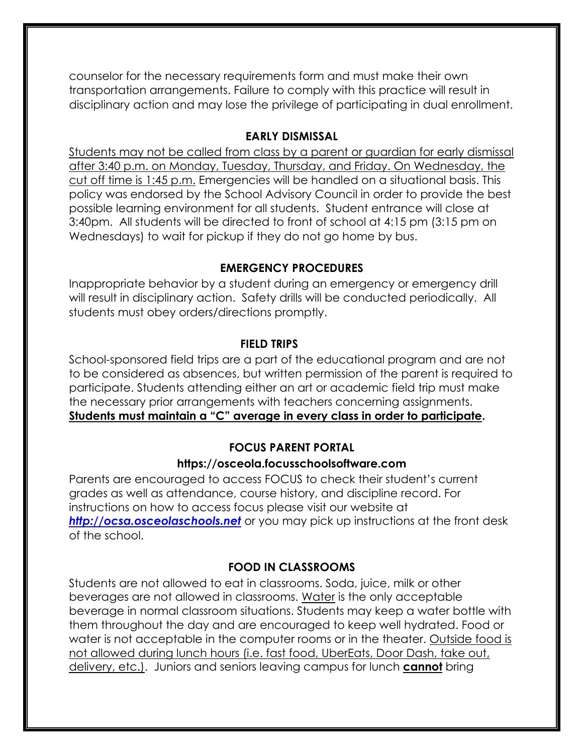counselor for the necessary requirements form and must make their own transportation arrangements. Failure to comply with this practice will result in disciplinary action and may lose the privilege of participating in dual enrollment.

## EARLY DISMISSAL

Students may not be called from class by a parent or guardian for early dismissal after 3:40 p.m. on Monday, Tuesday, Thursday, and Friday. On Wednesday, the cut off time is 1:45 p.m. Emergencies will be handled on a situational basis. This policy was endorsed by the School Advisory Council in order to provide the best possible learning environment for all students. Student entrance will close at 3:40pm. All students will be directed to front of school at 4:15 pm (3:15 pm on Wednesdays) to wait for pickup if they do not go home by bus.

## EMERGENCY PROCEDURES

Inappropriate behavior by a student during an emergency or emergency drill will result in disciplinary action. Safety drills will be conducted periodically. All students must obey orders/directions promptly.

## FIELD TRIPS

School-sponsored field trips are a part of the educational program and are not to be considered as absences, but written permission of the parent is required to participate. Students attending either an art or academic field trip must make the necessary prior arrangements with teachers concerning assignments. **Students must maintain a "C" average in every class in order to participate.**

## FOCUS PARENT PORTAL

**https://osceola.focusschoolsoftware.com**

Parents are encouraged to access FOCUS to check their student's current grades as well as attendance, course history, and discipline record. For instructions on how to access focus please visit our website at ***http://ocsa.osceolaschools.net*** or you may pick up instructions at the front desk of the school.

## FOOD IN CLASSROOMS

Students are not allowed to eat in classrooms. Soda, juice, milk or other beverages are not allowed in classrooms. Water is the only acceptable beverage in normal classroom situations. Students may keep a water bottle with them throughout the day and are encouraged to keep well hydrated. Food or water is not acceptable in the computer rooms or in the theater. Outside food is not allowed during lunch hours (i.e. fast food, UberEats, Door Dash, take out, delivery, etc.). Juniors and seniors leaving campus for lunch **cannot** bring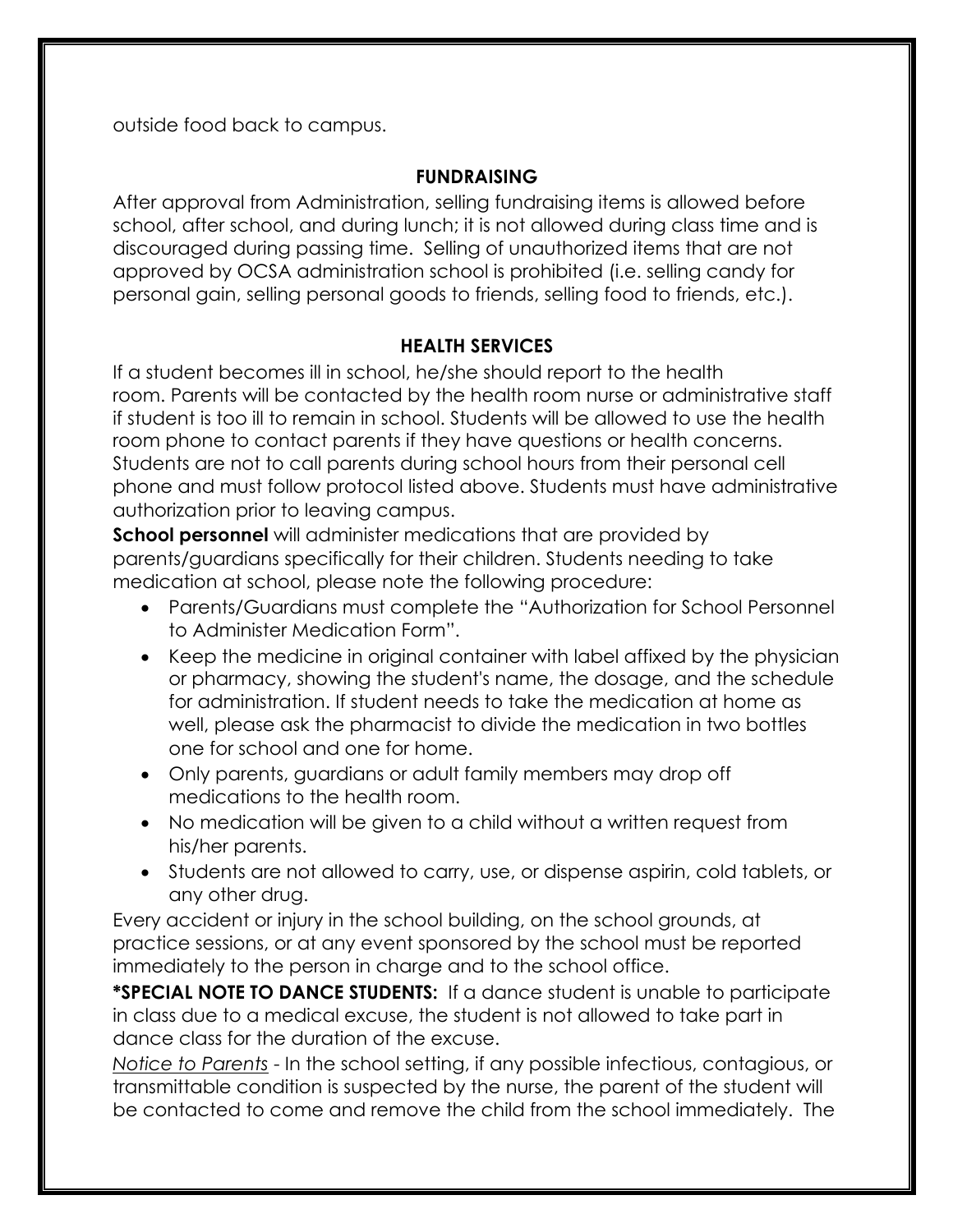outside food back to campus.

## FUNDRAISING

After approval from Administration, selling fundraising items is allowed before school, after school, and during lunch; it is not allowed during class time and is discouraged during passing time. Selling of unauthorized items that are not approved by OCSA administration school is prohibited (i.e. selling candy for personal gain, selling personal goods to friends, selling food to friends, etc.).

## HEALTH SERVICES

If a student becomes ill in school, he/she should report to the health room. Parents will be contacted by the health room nurse or administrative staff if student is too ill to remain in school. Students will be allowed to use the health room phone to contact parents if they have questions or health concerns. Students are not to call parents during school hours from their personal cell phone and must follow protocol listed above. Students must have administrative authorization prior to leaving campus.

**School personnel** will administer medications that are provided by parents/guardians specifically for their children. Students needing to take medication at school, please note the following procedure:

- Parents/Guardians must complete the "Authorization for School Personnel to Administer Medication Form".
- Keep the medicine in original container with label affixed by the physician or pharmacy, showing the student's name, the dosage, and the schedule for administration. If student needs to take the medication at home as well, please ask the pharmacist to divide the medication in two bottles one for school and one for home.
- Only parents, guardians or adult family members may drop off medications to the health room.
- No medication will be given to a child without a written request from his/her parents.
- Students are not allowed to carry, use, or dispense aspirin, cold tablets, or any other drug.

Every accident or injury in the school building, on the school grounds, at practice sessions, or at any event sponsored by the school must be reported immediately to the person in charge and to the school office.

**\*SPECIAL NOTE TO DANCE STUDENTS:** If a dance student is unable to participate in class due to a medical excuse, the student is not allowed to take part in dance class for the duration of the excuse.

*Notice to Parents* - In the school setting, if any possible infectious, contagious, or transmittable condition is suspected by the nurse, the parent of the student will be contacted to come and remove the child from the school immediately. The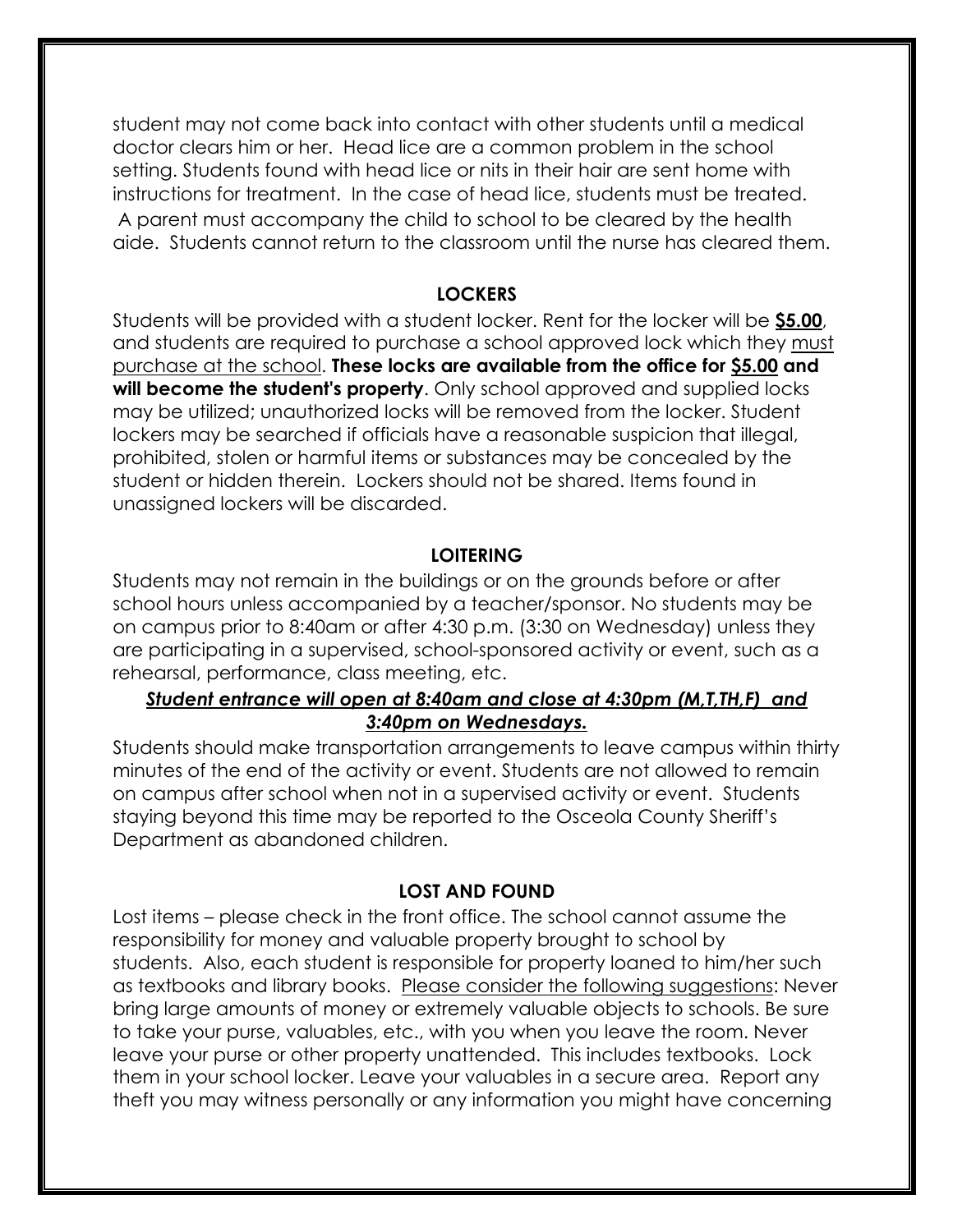student may not come back into contact with other students until a medical doctor clears him or her. Head lice are a common problem in the school setting. Students found with head lice or nits in their hair are sent home with instructions for treatment. In the case of head lice, students must be treated. A parent must accompany the child to school to be cleared by the health aide. Students cannot return to the classroom until the nurse has cleared them.

## LOCKERS

Students will be provided with a student locker. Rent for the locker will be **$5.00**, and students are required to purchase a school approved lock which they must purchase at the school. **These locks are available from the office for $5.00 and will become the student's property**. Only school approved and supplied locks may be utilized; unauthorized locks will be removed from the locker. Student lockers may be searched if officials have a reasonable suspicion that illegal, prohibited, stolen or harmful items or substances may be concealed by the student or hidden therein. Lockers should not be shared. Items found in unassigned lockers will be discarded.

## LOITERING

Students may not remain in the buildings or on the grounds before or after school hours unless accompanied by a teacher/sponsor. No students may be on campus prior to 8:40am or after 4:30 p.m. (3:30 on Wednesday) unless they are participating in a supervised, school-sponsored activity or event, such as a rehearsal, performance, class meeting, etc.

***Student entrance will open at 8:40am and close at 4:30pm (M,T,TH,F) and 3:40pm on Wednesdays.***

Students should make transportation arrangements to leave campus within thirty minutes of the end of the activity or event. Students are not allowed to remain on campus after school when not in a supervised activity or event. Students staying beyond this time may be reported to the Osceola County Sheriff's Department as abandoned children.

## LOST AND FOUND

Lost items – please check in the front office. The school cannot assume the responsibility for money and valuable property brought to school by students. Also, each student is responsible for property loaned to him/her such as textbooks and library books. Please consider the following suggestions: Never bring large amounts of money or extremely valuable objects to schools. Be sure to take your purse, valuables, etc., with you when you leave the room. Never leave your purse or other property unattended. This includes textbooks. Lock them in your school locker. Leave your valuables in a secure area. Report any theft you may witness personally or any information you might have concerning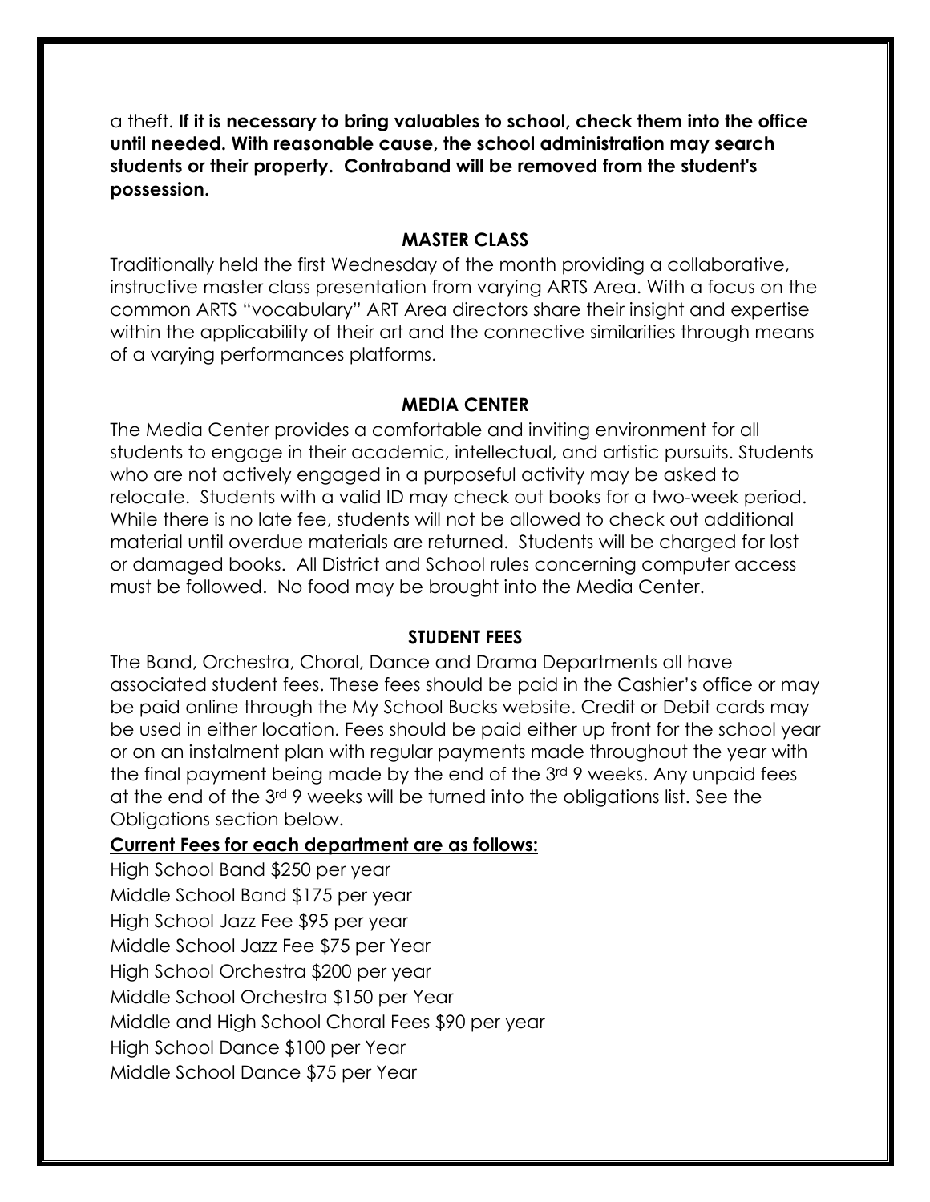a theft. **If it is necessary to bring valuables to school, check them into the office until needed. With reasonable cause, the school administration may search students or their property. Contraband will be removed from the student's possession.**

## MASTER CLASS

Traditionally held the first Wednesday of the month providing a collaborative, instructive master class presentation from varying ARTS Area. With a focus on the common ARTS "vocabulary" ART Area directors share their insight and expertise within the applicability of their art and the connective similarities through means of a varying performances platforms.

## MEDIA CENTER

The Media Center provides a comfortable and inviting environment for all students to engage in their academic, intellectual, and artistic pursuits. Students who are not actively engaged in a purposeful activity may be asked to relocate. Students with a valid ID may check out books for a two-week period. While there is no late fee, students will not be allowed to check out additional material until overdue materials are returned. Students will be charged for lost or damaged books. All District and School rules concerning computer access must be followed. No food may be brought into the Media Center.

## STUDENT FEES

The Band, Orchestra, Choral, Dance and Drama Departments all have associated student fees. These fees should be paid in the Cashier's office or may be paid online through the My School Bucks website. Credit or Debit cards may be used in either location. Fees should be paid either up front for the school year or on an instalment plan with regular payments made throughout the year with the final payment being made by the end of the 3rd 9 weeks. Any unpaid fees at the end of the 3rd 9 weeks will be turned into the obligations list. See the Obligations section below.

**Current Fees for each department are as follows:**

High School Band $250 per year
Middle School Band $175 per year
High School Jazz Fee $95 per year
Middle School Jazz Fee $75 per Year
High School Orchestra $200 per year
Middle School Orchestra $150 per Year
Middle and High School Choral Fees $90 per year
High School Dance $100 per Year
Middle School Dance $75 per Year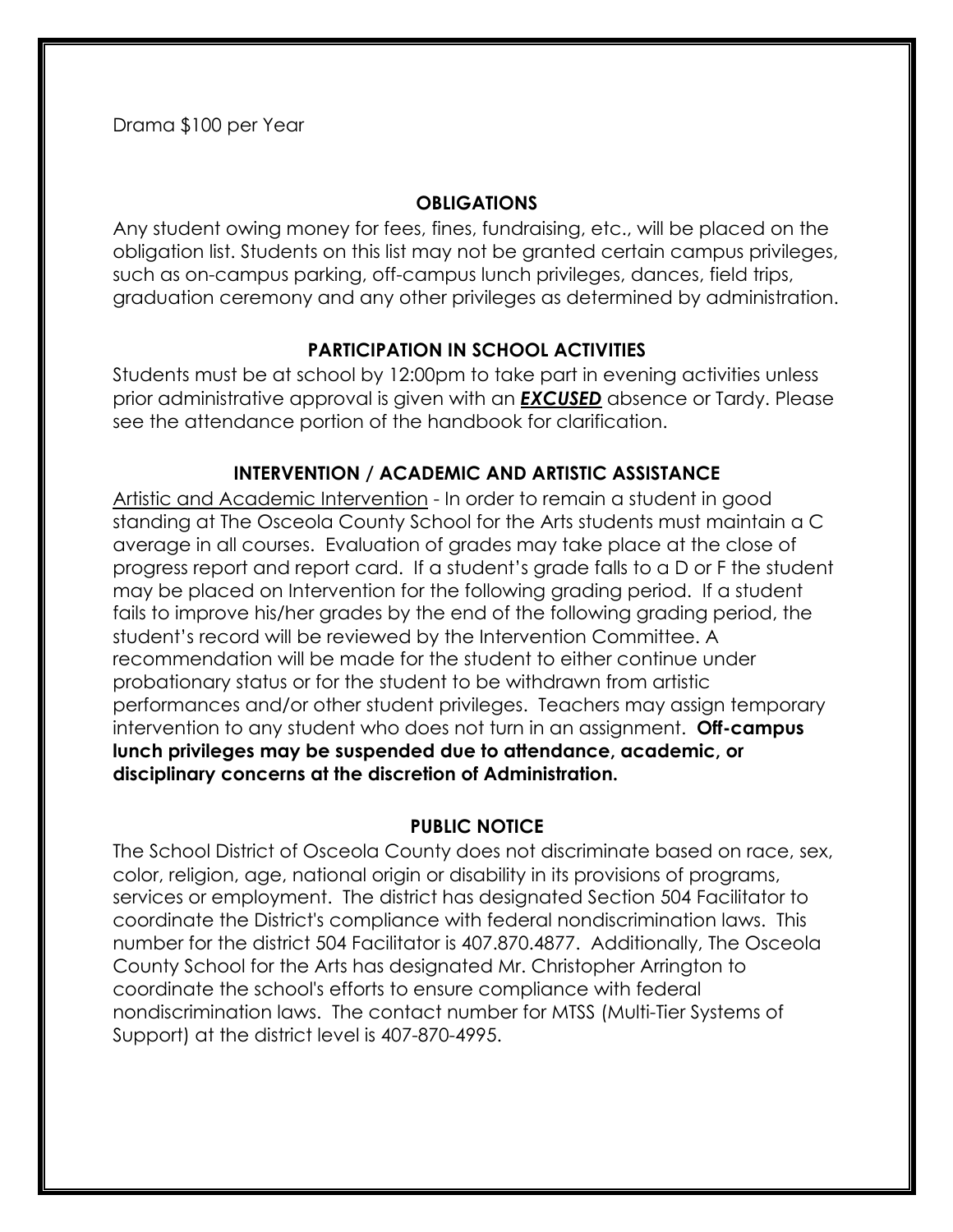Drama $100 per Year

## OBLIGATIONS

Any student owing money for fees, fines, fundraising, etc., will be placed on the obligation list. Students on this list may not be granted certain campus privileges, such as on-campus parking, off-campus lunch privileges, dances, field trips, graduation ceremony and any other privileges as determined by administration.

## PARTICIPATION IN SCHOOL ACTIVITIES

Students must be at school by 12:00pm to take part in evening activities unless prior administrative approval is given with an ***EXCUSED*** absence or Tardy. Please see the attendance portion of the handbook for clarification.

## INTERVENTION / ACADEMIC AND ARTISTIC ASSISTANCE

Artistic and Academic Intervention - In order to remain a student in good standing at The Osceola County School for the Arts students must maintain a C average in all courses. Evaluation of grades may take place at the close of progress report and report card. If a student's grade falls to a D or F the student may be placed on Intervention for the following grading period. If a student fails to improve his/her grades by the end of the following grading period, the student's record will be reviewed by the Intervention Committee. A recommendation will be made for the student to either continue under probationary status or for the student to be withdrawn from artistic performances and/or other student privileges. Teachers may assign temporary intervention to any student who does not turn in an assignment. **Off-campus lunch privileges may be suspended due to attendance, academic, or disciplinary concerns at the discretion of Administration.**

## PUBLIC NOTICE

The School District of Osceola County does not discriminate based on race, sex, color, religion, age, national origin or disability in its provisions of programs, services or employment. The district has designated Section 504 Facilitator to coordinate the District's compliance with federal nondiscrimination laws. This number for the district 504 Facilitator is 407.870.4877. Additionally, The Osceola County School for the Arts has designated Mr. Christopher Arrington to coordinate the school's efforts to ensure compliance with federal nondiscrimination laws. The contact number for MTSS (Multi-Tier Systems of Support) at the district level is 407-870-4995.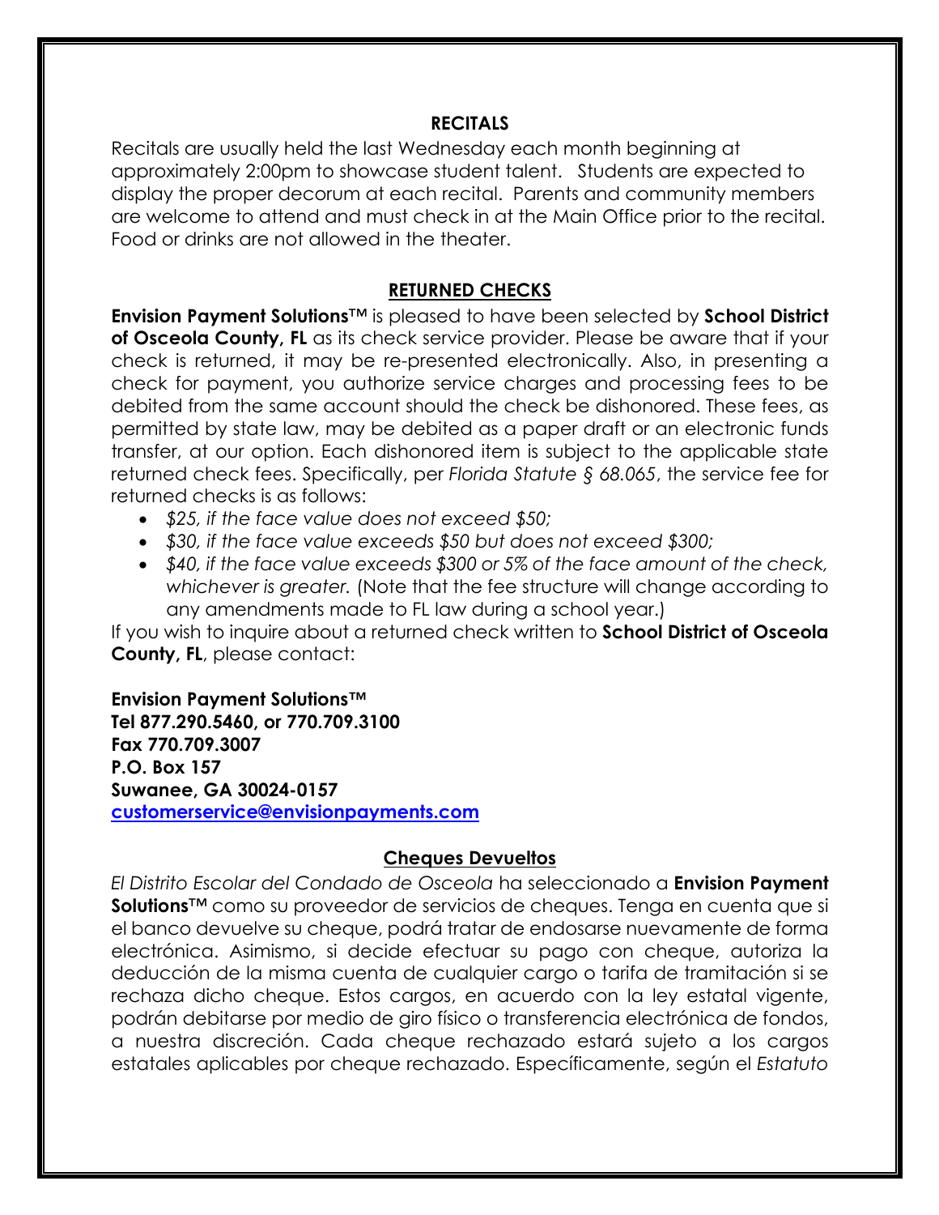## RECITALS

Recitals are usually held the last Wednesday each month beginning at approximately 2:00pm to showcase student talent. Students are expected to display the proper decorum at each recital. Parents and community members are welcome to attend and must check in at the Main Office prior to the recital. Food or drinks are not allowed in the theater.

## RETURNED CHECKS

**Envision Payment Solutions™** is pleased to have been selected by **School District of Osceola County, FL** as its check service provider. Please be aware that if your check is returned, it may be re-presented electronically. Also, in presenting a check for payment, you authorize service charges and processing fees to be debited from the same account should the check be dishonored. These fees, as permitted by state law, may be debited as a paper draft or an electronic funds transfer, at our option. Each dishonored item is subject to the applicable state returned check fees. Specifically, per *Florida Statute § 68.065*, the service fee for returned checks is as follows:

- *$25, if the face value does not exceed $50;*
- *$30, if the face value exceeds $50 but does not exceed $300;*
- *$40, if the face value exceeds $300 or 5% of the face amount of the check, whichever is greater.* (Note that the fee structure will change according to any amendments made to FL law during a school year.)

If you wish to inquire about a returned check written to **School District of Osceola County, FL**, please contact:

**Envision Payment Solutions™**
**Tel 877.290.5460, or 770.709.3100**
**Fax 770.709.3007**
**P.O. Box 157**
**Suwanee, GA 30024-0157**
**customerservice@envisionpayments.com**

## Cheques Devueltos

*El Distrito Escolar del Condado de Osceola* ha seleccionado a **Envision Payment Solutions™** como su proveedor de servicios de cheques. Tenga en cuenta que si el banco devuelve su cheque, podrá tratar de endosarse nuevamente de forma electrónica. Asimismo, si decide efectuar su pago con cheque, autoriza la deducción de la misma cuenta de cualquier cargo o tarifa de tramitación si se rechaza dicho cheque. Estos cargos, en acuerdo con la ley estatal vigente, podrán debitarse por medio de giro físico o transferencia electrónica de fondos, a nuestra discreción. Cada cheque rechazado estará sujeto a los cargos estatales aplicables por cheque rechazado. Específicamente, según el *Estatuto*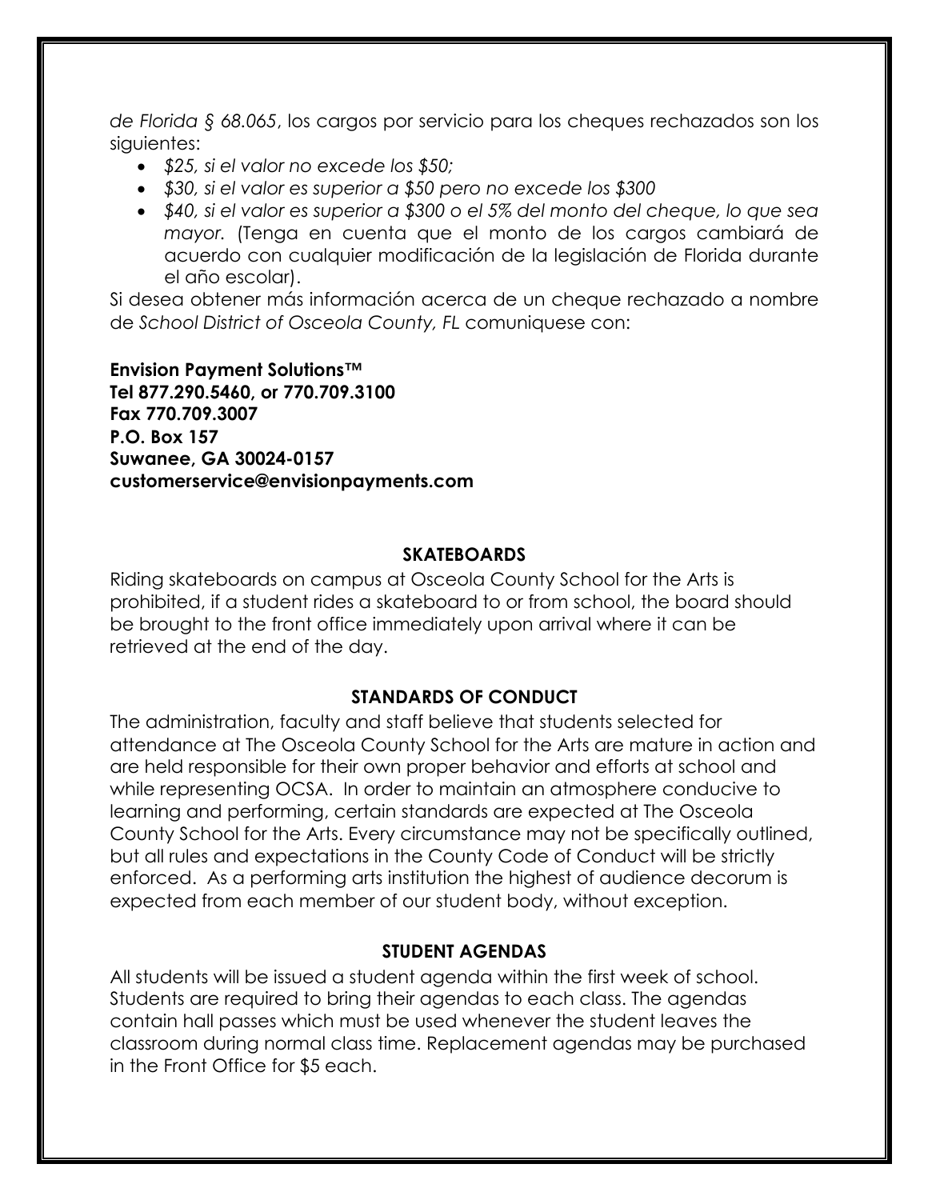*de Florida § 68.065*, los cargos por servicio para los cheques rechazados son los siguientes:

- *$25, si el valor no excede los $50;*
- *$30, si el valor es superior a $50 pero no excede los $300*
- *$40, si el valor es superior a $300 o el 5% del monto del cheque, lo que sea mayor.* (Tenga en cuenta que el monto de los cargos cambiará de acuerdo con cualquier modificación de la legislación de Florida durante el año escolar).

Si desea obtener más información acerca de un cheque rechazado a nombre de *School District of Osceola County, FL* comuniquese con:

**Envision Payment Solutions™**
**Tel 877.290.5460, or 770.709.3100**
**Fax 770.709.3007**
**P.O. Box 157**
**Suwanee, GA 30024-0157**
**customerservice@envisionpayments.com**

## SKATEBOARDS

Riding skateboards on campus at Osceola County School for the Arts is prohibited, if a student rides a skateboard to or from school, the board should be brought to the front office immediately upon arrival where it can be retrieved at the end of the day.

## STANDARDS OF CONDUCT

The administration, faculty and staff believe that students selected for attendance at The Osceola County School for the Arts are mature in action and are held responsible for their own proper behavior and efforts at school and while representing OCSA. In order to maintain an atmosphere conducive to learning and performing, certain standards are expected at The Osceola County School for the Arts. Every circumstance may not be specifically outlined, but all rules and expectations in the County Code of Conduct will be strictly enforced. As a performing arts institution the highest of audience decorum is expected from each member of our student body, without exception.

## STUDENT AGENDAS

All students will be issued a student agenda within the first week of school. Students are required to bring their agendas to each class. The agendas contain hall passes which must be used whenever the student leaves the classroom during normal class time. Replacement agendas may be purchased in the Front Office for $5 each.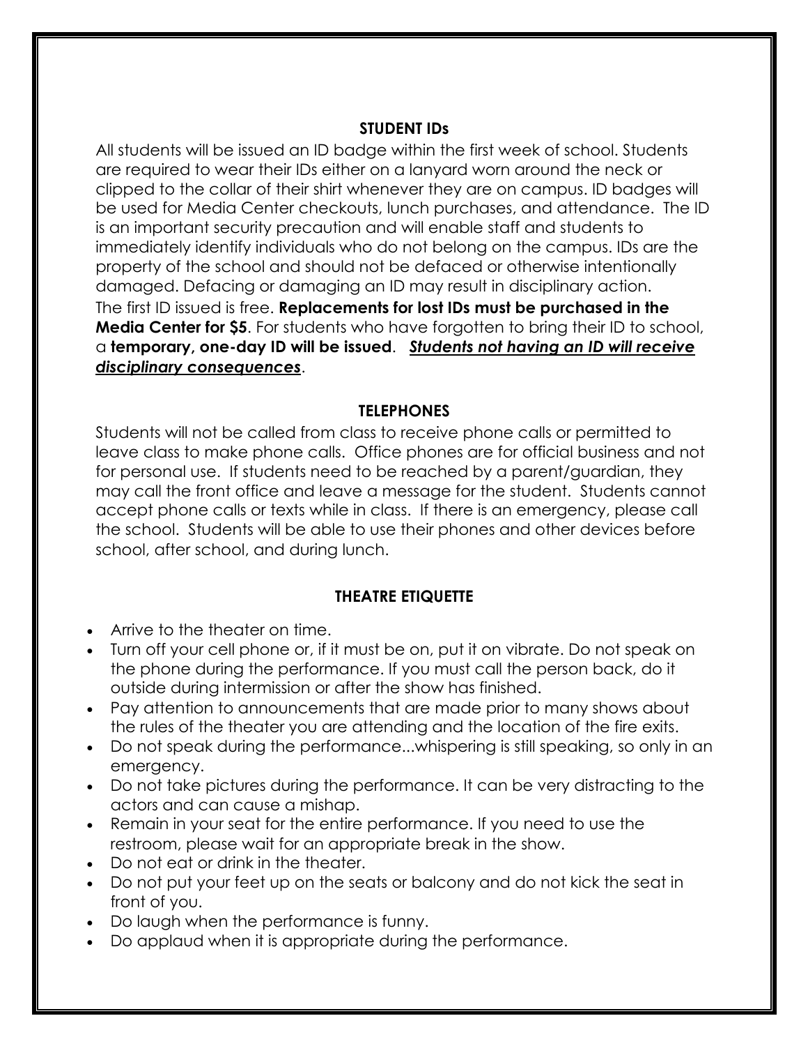## STUDENT IDs

All students will be issued an ID badge within the first week of school. Students are required to wear their IDs either on a lanyard worn around the neck or clipped to the collar of their shirt whenever they are on campus. ID badges will be used for Media Center checkouts, lunch purchases, and attendance. The ID is an important security precaution and will enable staff and students to immediately identify individuals who do not belong on the campus. IDs are the property of the school and should not be defaced or otherwise intentionally damaged. Defacing or damaging an ID may result in disciplinary action. The first ID issued is free. **Replacements for lost IDs must be purchased in the Media Center for $5**. For students who have forgotten to bring their ID to school, a **temporary, one-day ID will be issued**. ***<u>Students not having an ID will receive disciplinary consequences</u>***.

## TELEPHONES

Students will not be called from class to receive phone calls or permitted to leave class to make phone calls. Office phones are for official business and not for personal use. If students need to be reached by a parent/guardian, they may call the front office and leave a message for the student. Students cannot accept phone calls or texts while in class. If there is an emergency, please call the school. Students will be able to use their phones and other devices before school, after school, and during lunch.

## THEATRE ETIQUETTE

- Arrive to the theater on time.
- Turn off your cell phone or, if it must be on, put it on vibrate. Do not speak on the phone during the performance. If you must call the person back, do it outside during intermission or after the show has finished.
- Pay attention to announcements that are made prior to many shows about the rules of the theater you are attending and the location of the fire exits.
- Do not speak during the performance...whispering is still speaking, so only in an emergency.
- Do not take pictures during the performance. It can be very distracting to the actors and can cause a mishap.
- Remain in your seat for the entire performance. If you need to use the restroom, please wait for an appropriate break in the show.
- Do not eat or drink in the theater.
- Do not put your feet up on the seats or balcony and do not kick the seat in front of you.
- Do laugh when the performance is funny.
- Do applaud when it is appropriate during the performance.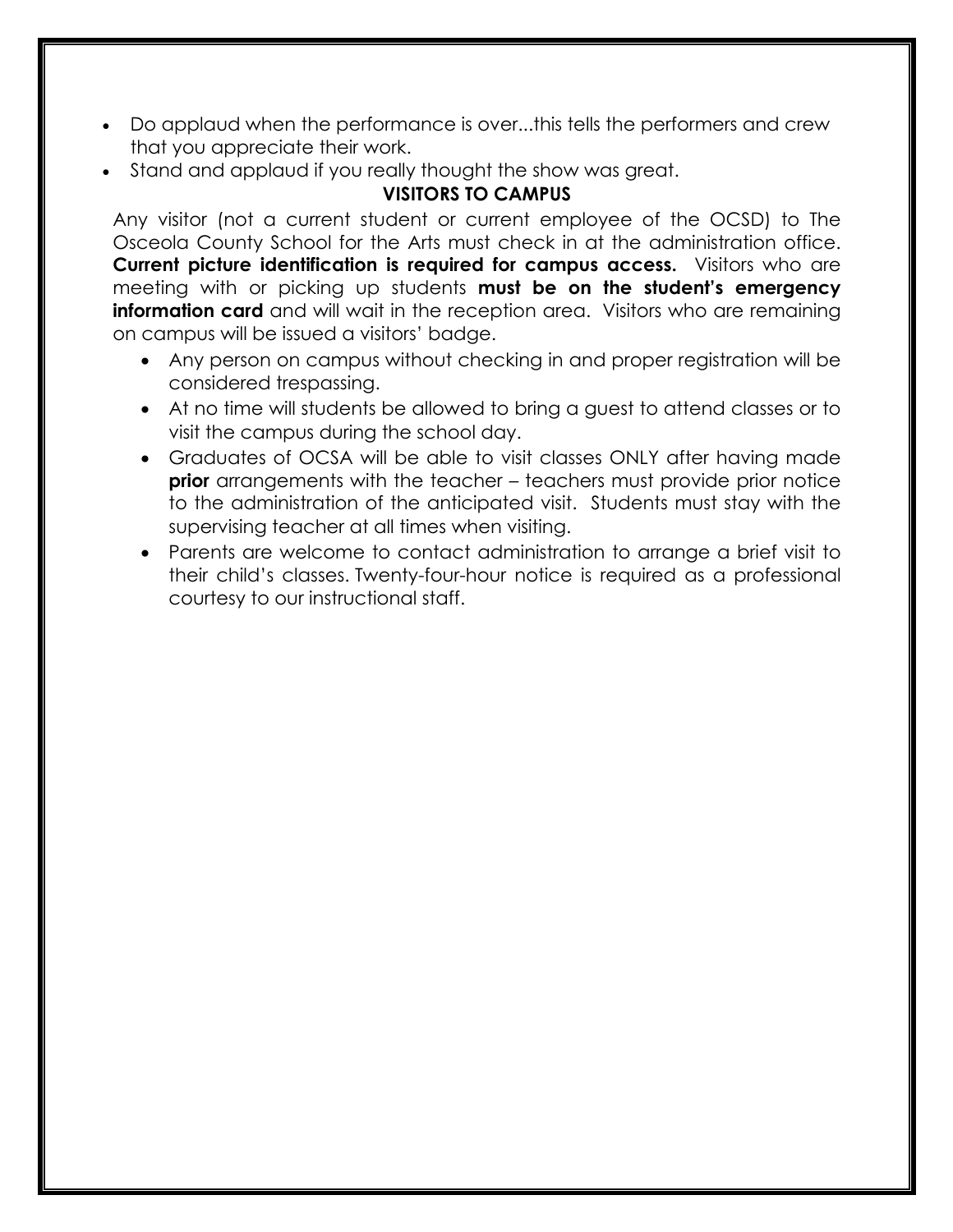- Do applaud when the performance is over...this tells the performers and crew that you appreciate their work.
- Stand and applaud if you really thought the show was great.

**VISITORS TO CAMPUS**

Any visitor (not a current student or current employee of the OCSD) to The Osceola County School for the Arts must check in at the administration office. **Current picture identification is required for campus access.** Visitors who are meeting with or picking up students **must be on the student's emergency information card** and will wait in the reception area. Visitors who are remaining on campus will be issued a visitors' badge.

- Any person on campus without checking in and proper registration will be considered trespassing.
- At no time will students be allowed to bring a guest to attend classes or to visit the campus during the school day.
- Graduates of OCSA will be able to visit classes ONLY after having made **prior** arrangements with the teacher – teachers must provide prior notice to the administration of the anticipated visit. Students must stay with the supervising teacher at all times when visiting.
- Parents are welcome to contact administration to arrange a brief visit to their child's classes. Twenty-four-hour notice is required as a professional courtesy to our instructional staff.